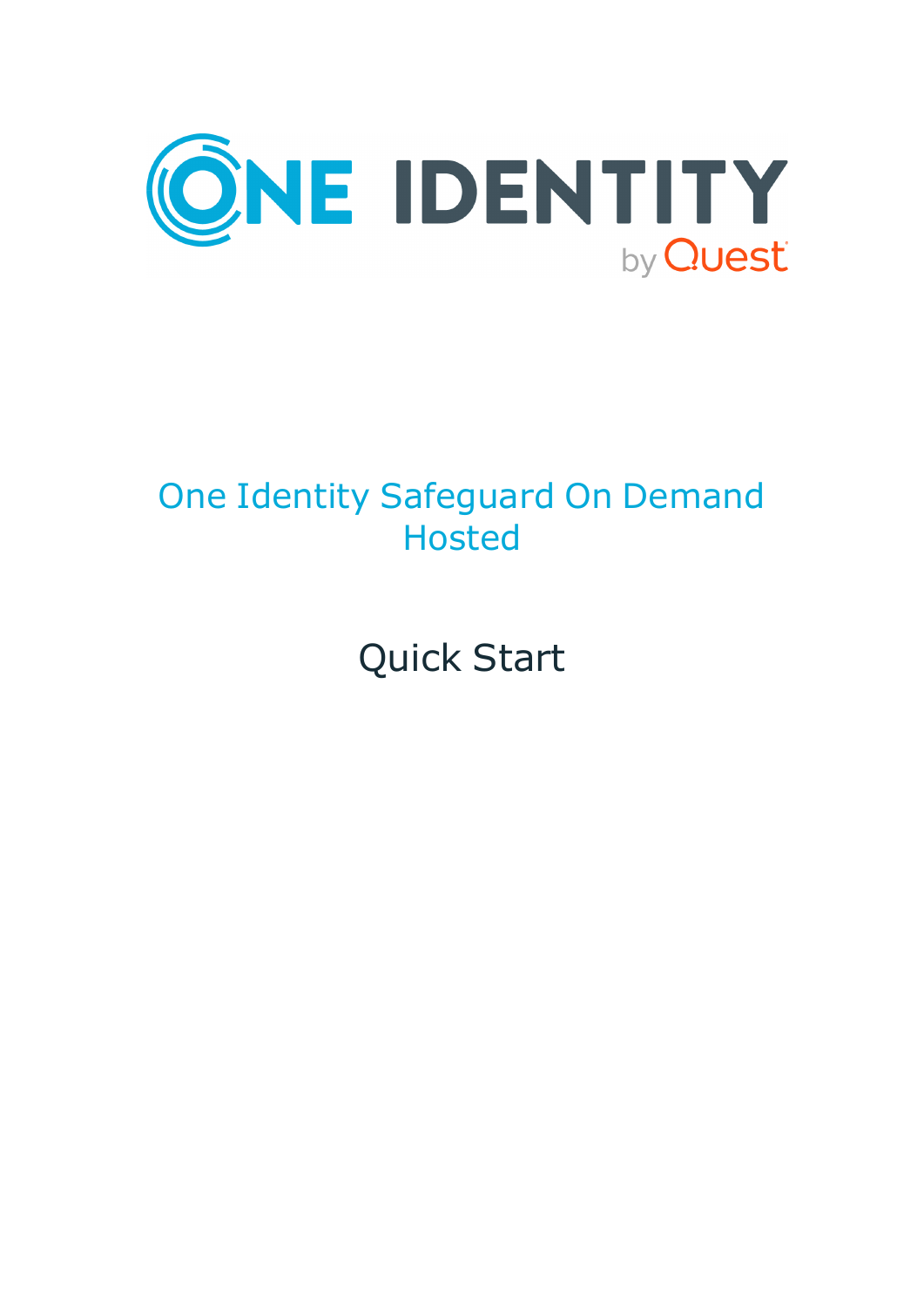ONE IDENTITY by Quest

# One Identity Safeguard On Demand Hosted

## Quick Start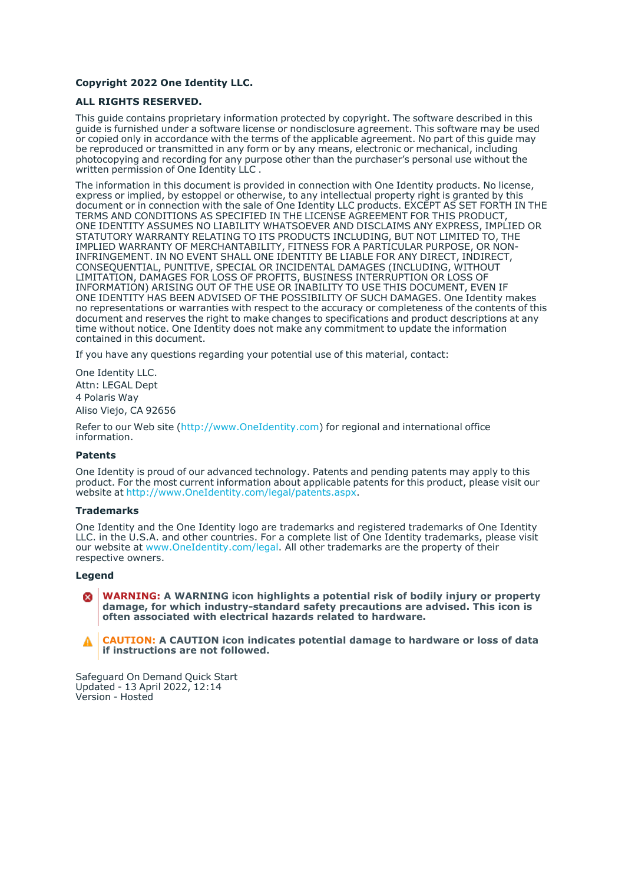**Copyright 2022 One Identity LLC.**

**ALL RIGHTS RESERVED.**

This guide contains proprietary information protected by copyright. The software described in this guide is furnished under a software license or nondisclosure agreement. This software may be used or copied only in accordance with the terms of the applicable agreement. No part of this guide may be reproduced or transmitted in any form or by any means, electronic or mechanical, including photocopying and recording for any purpose other than the purchaser's personal use without the written permission of One Identity LLC .

The information in this document is provided in connection with One Identity products. No license, express or implied, by estoppel or otherwise, to any intellectual property right is granted by this document or in connection with the sale of One Identity LLC products. EXCEPT AS SET FORTH IN THE TERMS AND CONDITIONS AS SPECIFIED IN THE LICENSE AGREEMENT FOR THIS PRODUCT, ONE IDENTITY ASSUMES NO LIABILITY WHATSOEVER AND DISCLAIMS ANY EXPRESS, IMPLIED OR STATUTORY WARRANTY RELATING TO ITS PRODUCTS INCLUDING, BUT NOT LIMITED TO, THE IMPLIED WARRANTY OF MERCHANTABILITY, FITNESS FOR A PARTICULAR PURPOSE, OR NON-INFRINGEMENT. IN NO EVENT SHALL ONE IDENTITY BE LIABLE FOR ANY DIRECT, INDIRECT, CONSEQUENTIAL, PUNITIVE, SPECIAL OR INCIDENTAL DAMAGES (INCLUDING, WITHOUT LIMITATION, DAMAGES FOR LOSS OF PROFITS, BUSINESS INTERRUPTION OR LOSS OF INFORMATION) ARISING OUT OF THE USE OR INABILITY TO USE THIS DOCUMENT, EVEN IF ONE IDENTITY HAS BEEN ADVISED OF THE POSSIBILITY OF SUCH DAMAGES. One Identity makes no representations or warranties with respect to the accuracy or completeness of the contents of this document and reserves the right to make changes to specifications and product descriptions at any time without notice. One Identity does not make any commitment to update the information contained in this document.

If you have any questions regarding your potential use of this material, contact:

One Identity LLC.  
Attn: LEGAL Dept  
4 Polaris Way  
Aliso Viejo, CA 92656

Refer to our Web site (http://www.OneIdentity.com) for regional and international office information.

**Patents**

One Identity is proud of our advanced technology. Patents and pending patents may apply to this product. For the most current information about applicable patents for this product, please visit our website at http://www.OneIdentity.com/legal/patents.aspx.

**Trademarks**

One Identity and the One Identity logo are trademarks and registered trademarks of One Identity LLC. in the U.S.A. and other countries. For a complete list of One Identity trademarks, please visit our website at www.OneIdentity.com/legal. All other trademarks are the property of their respective owners.

**Legend**

**WARNING: A WARNING icon highlights a potential risk of bodily injury or property damage, for which industry-standard safety precautions are advised. This icon is often associated with electrical hazards related to hardware.**

**CAUTION: A CAUTION icon indicates potential damage to hardware or loss of data if instructions are not followed.**

Safeguard On Demand Quick Start  
Updated - 13 April 2022, 12:14  
Version - Hosted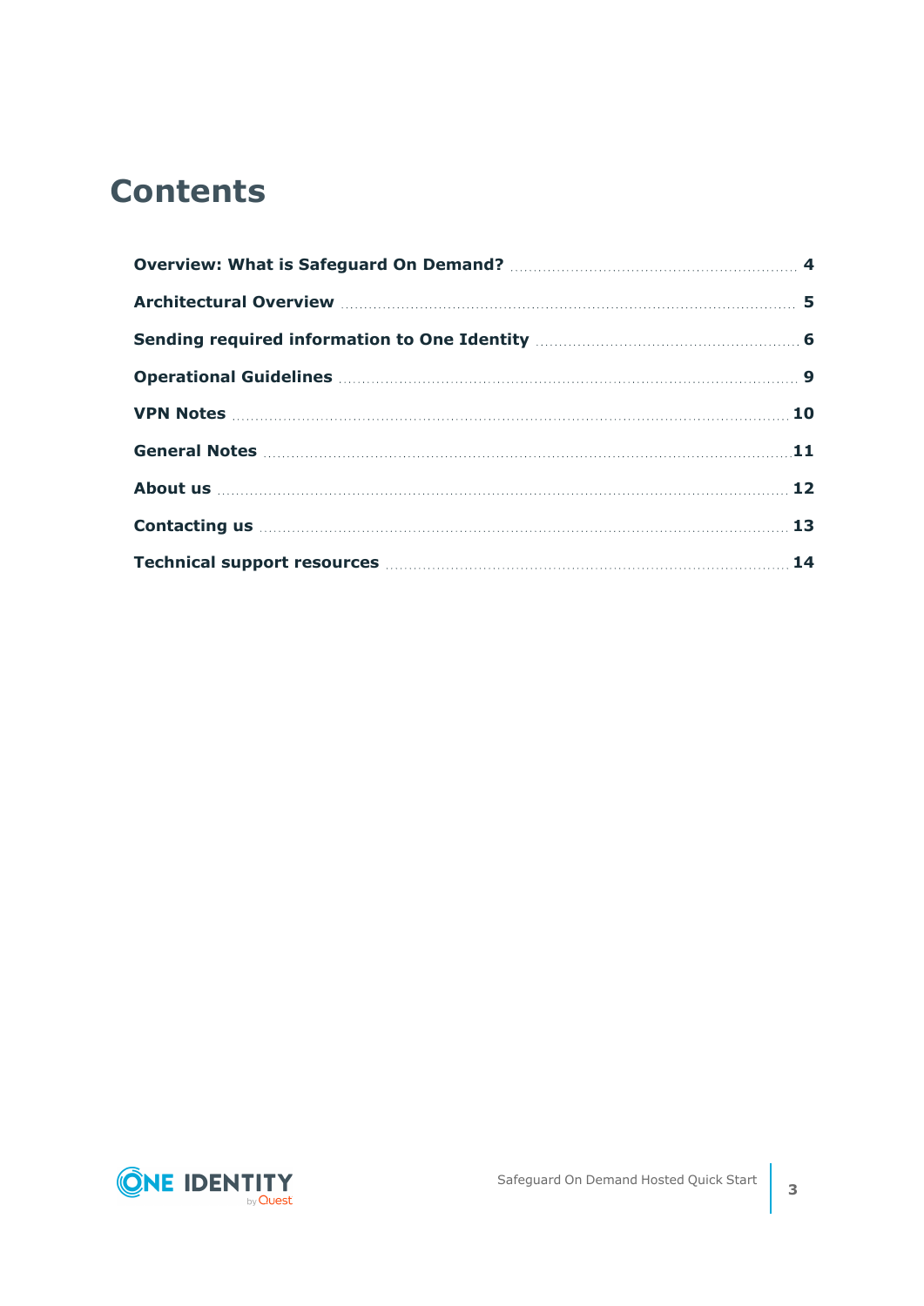# Contents

| | |
|---|---|
| **Overview: What is Safeguard On Demand?** | **4** |
| **Architectural Overview** | **5** |
| **Sending required information to One Identity** | **6** |
| **Operational Guidelines** | **9** |
| **VPN Notes** | **10** |
| **General Notes** | **11** |
| **About us** | **12** |
| **Contacting us** | **13** |
| **Technical support resources** | **14** |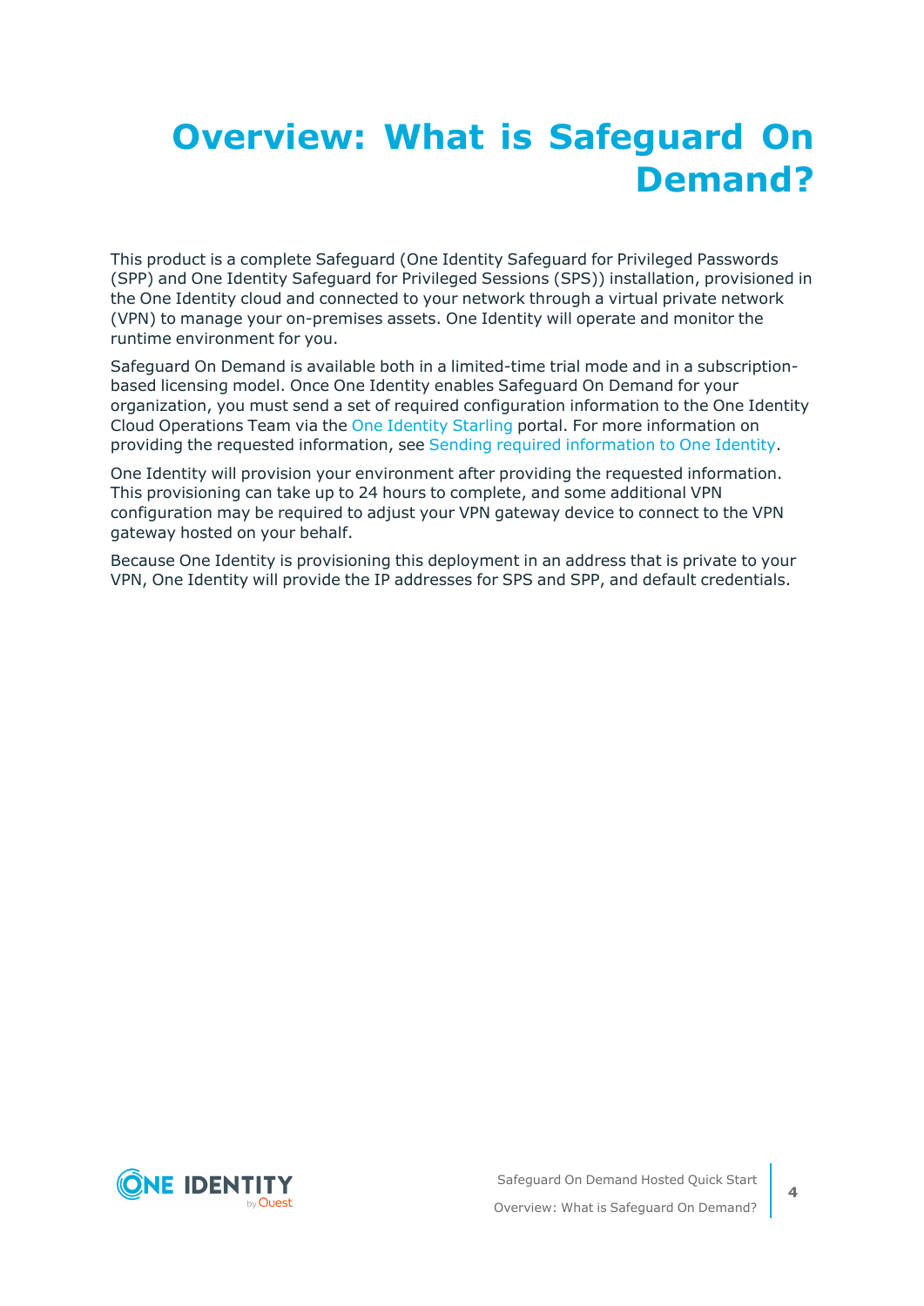# Overview: What is Safeguard On Demand?

This product is a complete Safeguard (One Identity Safeguard for Privileged Passwords (SPP) and One Identity Safeguard for Privileged Sessions (SPS)) installation, provisioned in the One Identity cloud and connected to your network through a virtual private network (VPN) to manage your on-premises assets. One Identity will operate and monitor the runtime environment for you.

Safeguard On Demand is available both in a limited-time trial mode and in a subscription-based licensing model. Once One Identity enables Safeguard On Demand for your organization, you must send a set of required configuration information to the One Identity Cloud Operations Team via the One Identity Starling portal. For more information on providing the requested information, see Sending required information to One Identity.

One Identity will provision your environment after providing the requested information. This provisioning can take up to 24 hours to complete, and some additional VPN configuration may be required to adjust your VPN gateway device to connect to the VPN gateway hosted on your behalf.

Because One Identity is provisioning this deployment in an address that is private to your VPN, One Identity will provide the IP addresses for SPS and SPP, and default credentials.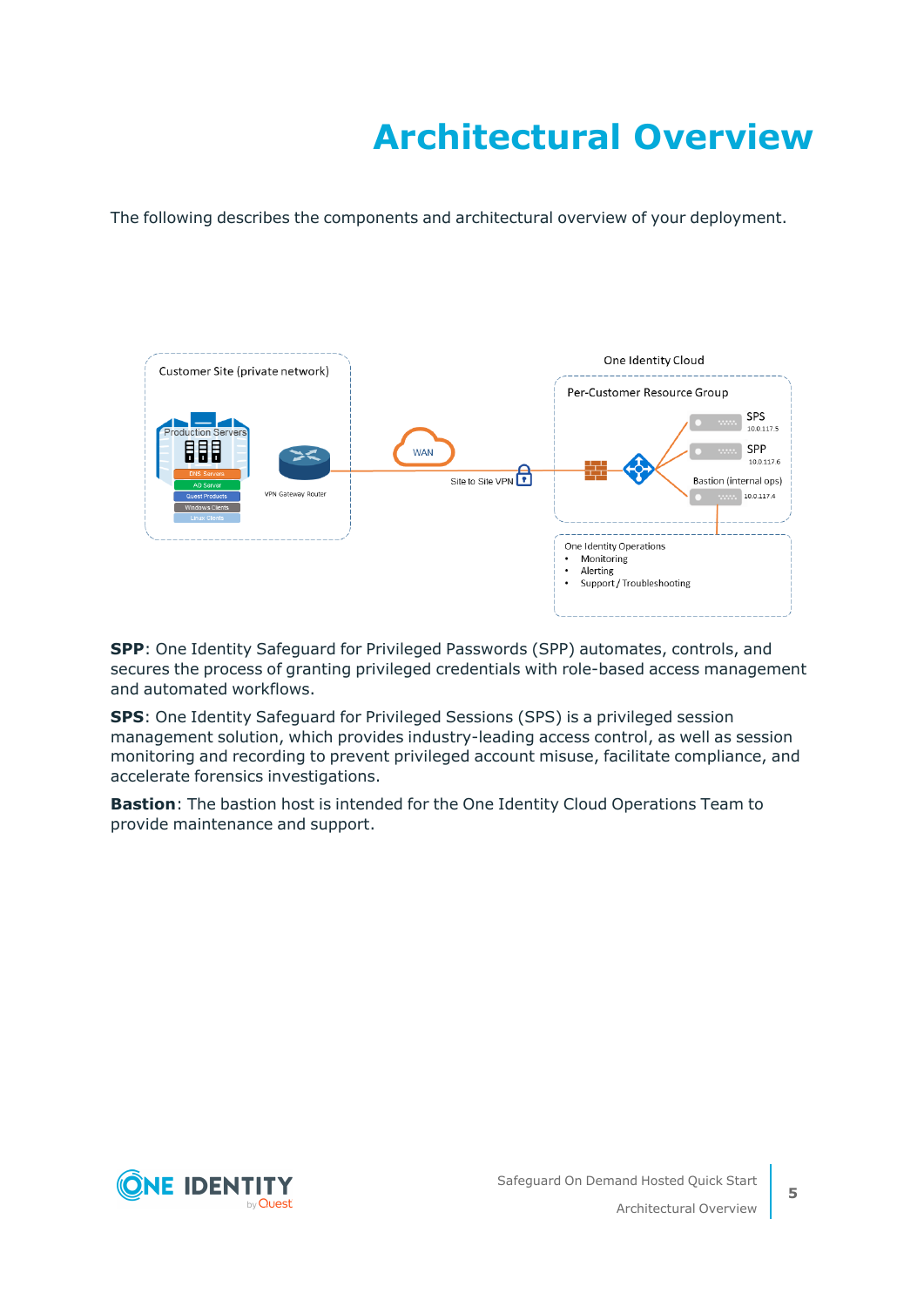# Architectural Overview

The following describes the components and architectural overview of your deployment.

**SPP**: One Identity Safeguard for Privileged Passwords (SPP) automates, controls, and secures the process of granting privileged credentials with role-based access management and automated workflows.

**SPS**: One Identity Safeguard for Privileged Sessions (SPS) is a privileged session management solution, which provides industry-leading access control, as well as session monitoring and recording to prevent privileged account misuse, facilitate compliance, and accelerate forensics investigations.

**Bastion**: The bastion host is intended for the One Identity Cloud Operations Team to provide maintenance and support.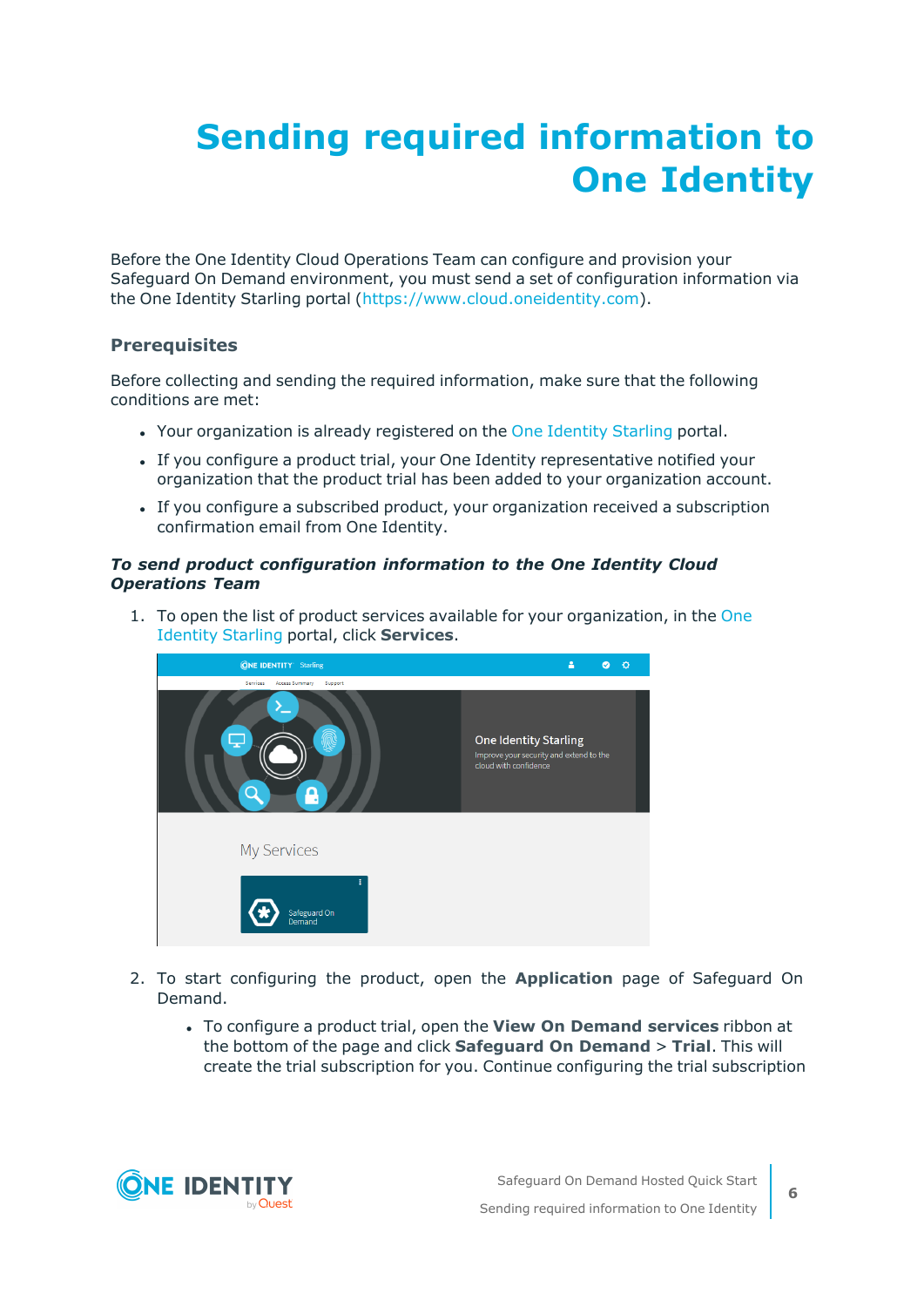# Sending required information to One Identity

Before the One Identity Cloud Operations Team can configure and provision your Safeguard On Demand environment, you must send a set of configuration information via the One Identity Starling portal (https://www.cloud.oneidentity.com).

### Prerequisites

Before collecting and sending the required information, make sure that the following conditions are met:

- Your organization is already registered on the One Identity Starling portal.
- If you configure a product trial, your One Identity representative notified your organization that the product trial has been added to your organization account.
- If you configure a subscribed product, your organization received a subscription confirmation email from One Identity.

***To send product configuration information to the One Identity Cloud Operations Team***

1. To open the list of product services available for your organization, in the One Identity Starling portal, click **Services**.
2. To start configuring the product, open the **Application** page of Safeguard On Demand.
   - To configure a product trial, open the **View On Demand services** ribbon at the bottom of the page and click **Safeguard On Demand** > **Trial**. This will create the trial subscription for you. Continue configuring the trial subscription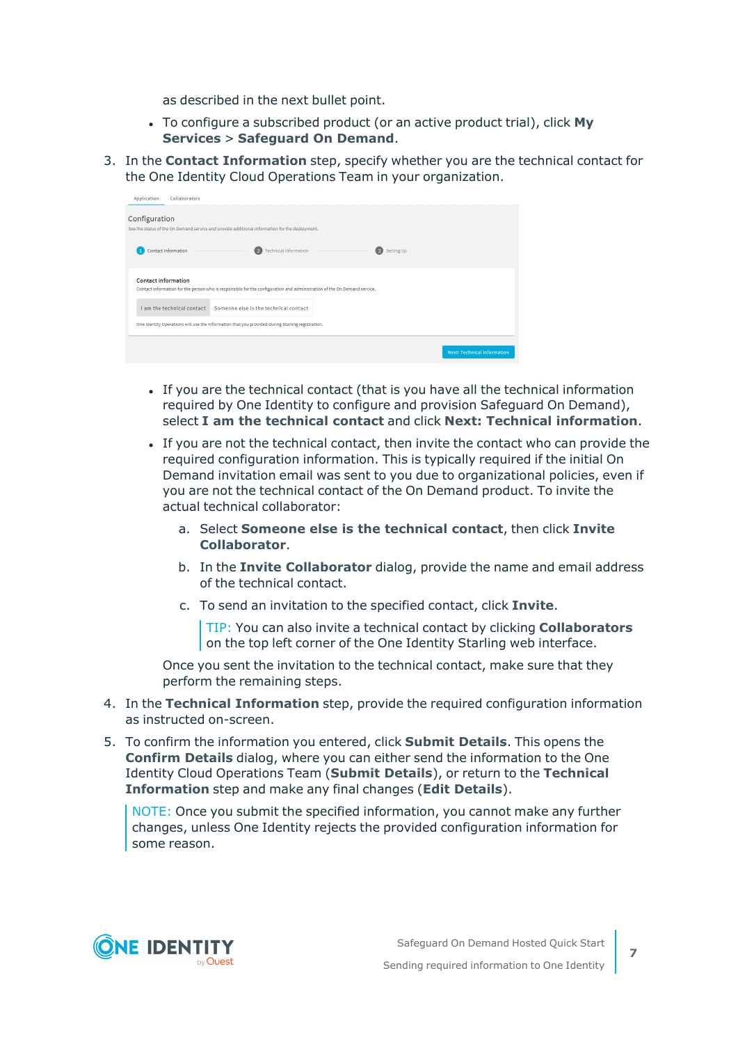as described in the next bullet point.

- To configure a subscribed product (or an active product trial), click **My Services** > **Safeguard On Demand**.

3. In the **Contact Information** step, specify whether you are the technical contact for the One Identity Cloud Operations Team in your organization.

   - If you are the technical contact (that is you have all the technical information required by One Identity to configure and provision Safeguard On Demand), select **I am the technical contact** and click **Next: Technical information**.
   - If you are not the technical contact, then invite the contact who can provide the required configuration information. This is typically required if the initial On Demand invitation email was sent to you due to organizational policies, even if you are not the technical contact of the On Demand product. To invite the actual technical collaborator:

     a. Select **Someone else is the technical contact**, then click **Invite Collaborator**.

     b. In the **Invite Collaborator** dialog, provide the name and email address of the technical contact.

     c. To send an invitation to the specified contact, click **Invite**.

     > TIP: You can also invite a technical contact by clicking **Collaborators** on the top left corner of the One Identity Starling web interface.

     Once you sent the invitation to the technical contact, make sure that they perform the remaining steps.

4. In the **Technical Information** step, provide the required configuration information as instructed on-screen.

5. To confirm the information you entered, click **Submit Details**. This opens the **Confirm Details** dialog, where you can either send the information to the One Identity Cloud Operations Team (**Submit Details**), or return to the **Technical Information** step and make any final changes (**Edit Details**).

   > NOTE: Once you submit the specified information, you cannot make any further changes, unless One Identity rejects the provided configuration information for some reason.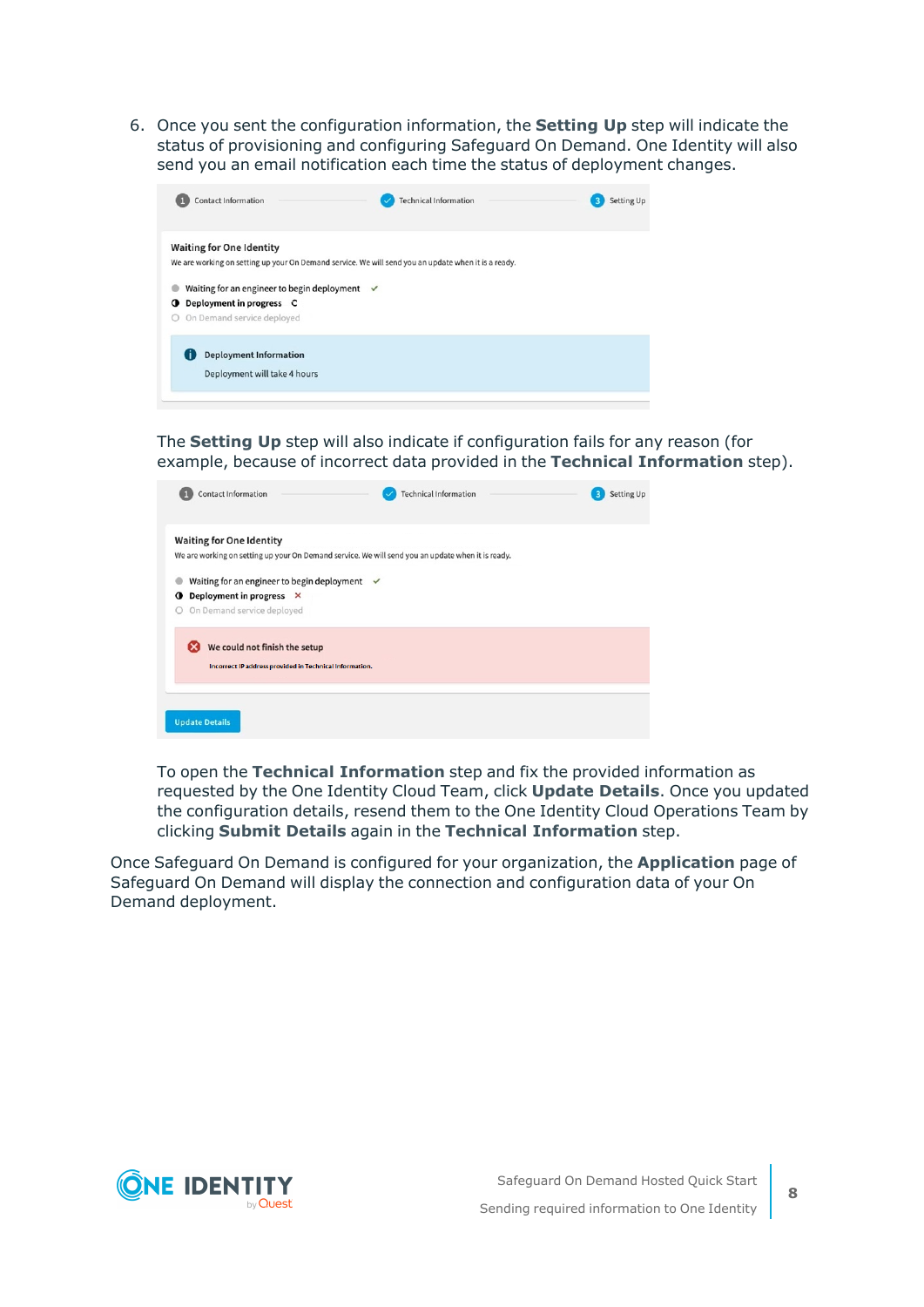6. Once you sent the configuration information, the **Setting Up** step will indicate the status of provisioning and configuring Safeguard On Demand. One Identity will also send you an email notification each time the status of deployment changes.

   The **Setting Up** step will also indicate if configuration fails for any reason (for example, because of incorrect data provided in the **Technical Information** step).

   To open the **Technical Information** step and fix the provided information as requested by the One Identity Cloud Team, click **Update Details**. Once you updated the configuration details, resend them to the One Identity Cloud Operations Team by clicking **Submit Details** again in the **Technical Information** step.

Once Safeguard On Demand is configured for your organization, the **Application** page of Safeguard On Demand will display the connection and configuration data of your On Demand deployment.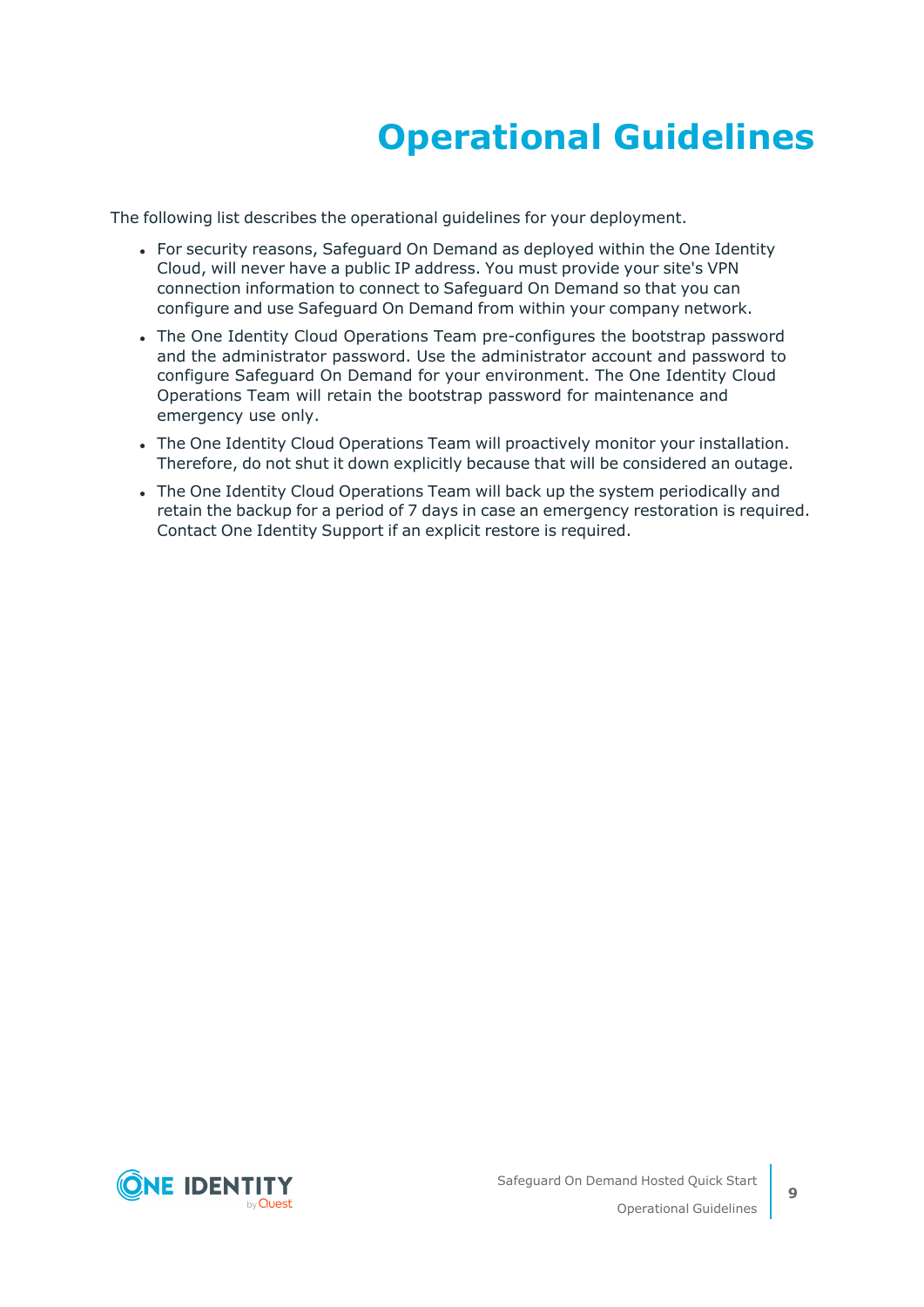# Operational Guidelines

The following list describes the operational guidelines for your deployment.

- For security reasons, Safeguard On Demand as deployed within the One Identity Cloud, will never have a public IP address. You must provide your site's VPN connection information to connect to Safeguard On Demand so that you can configure and use Safeguard On Demand from within your company network.
- The One Identity Cloud Operations Team pre-configures the bootstrap password and the administrator password. Use the administrator account and password to configure Safeguard On Demand for your environment. The One Identity Cloud Operations Team will retain the bootstrap password for maintenance and emergency use only.
- The One Identity Cloud Operations Team will proactively monitor your installation. Therefore, do not shut it down explicitly because that will be considered an outage.
- The One Identity Cloud Operations Team will back up the system periodically and retain the backup for a period of 7 days in case an emergency restoration is required. Contact One Identity Support if an explicit restore is required.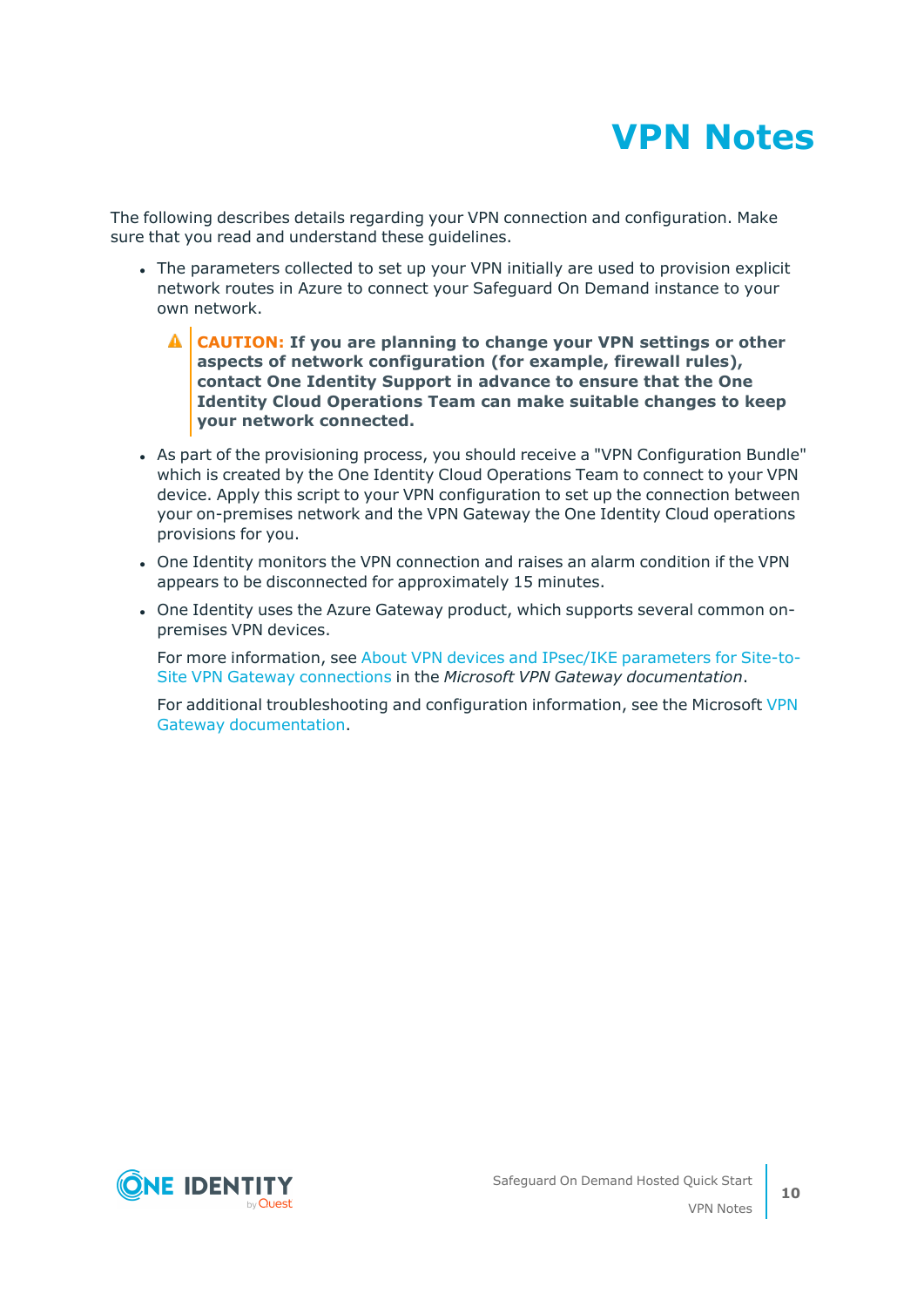# VPN Notes

The following describes details regarding your VPN connection and configuration. Make sure that you read and understand these guidelines.

- The parameters collected to set up your VPN initially are used to provision explicit network routes in Azure to connect your Safeguard On Demand instance to your own network.

  > **CAUTION: If you are planning to change your VPN settings or other aspects of network configuration (for example, firewall rules), contact One Identity Support in advance to ensure that the One Identity Cloud Operations Team can make suitable changes to keep your network connected.**

- As part of the provisioning process, you should receive a "VPN Configuration Bundle" which is created by the One Identity Cloud Operations Team to connect to your VPN device. Apply this script to your VPN configuration to set up the connection between your on-premises network and the VPN Gateway the One Identity Cloud operations provisions for you.
- One Identity monitors the VPN connection and raises an alarm condition if the VPN appears to be disconnected for approximately 15 minutes.
- One Identity uses the Azure Gateway product, which supports several common on-premises VPN devices.

  For more information, see About VPN devices and IPsec/IKE parameters for Site-to-Site VPN Gateway connections in the *Microsoft VPN Gateway documentation*.

  For additional troubleshooting and configuration information, see the Microsoft VPN Gateway documentation.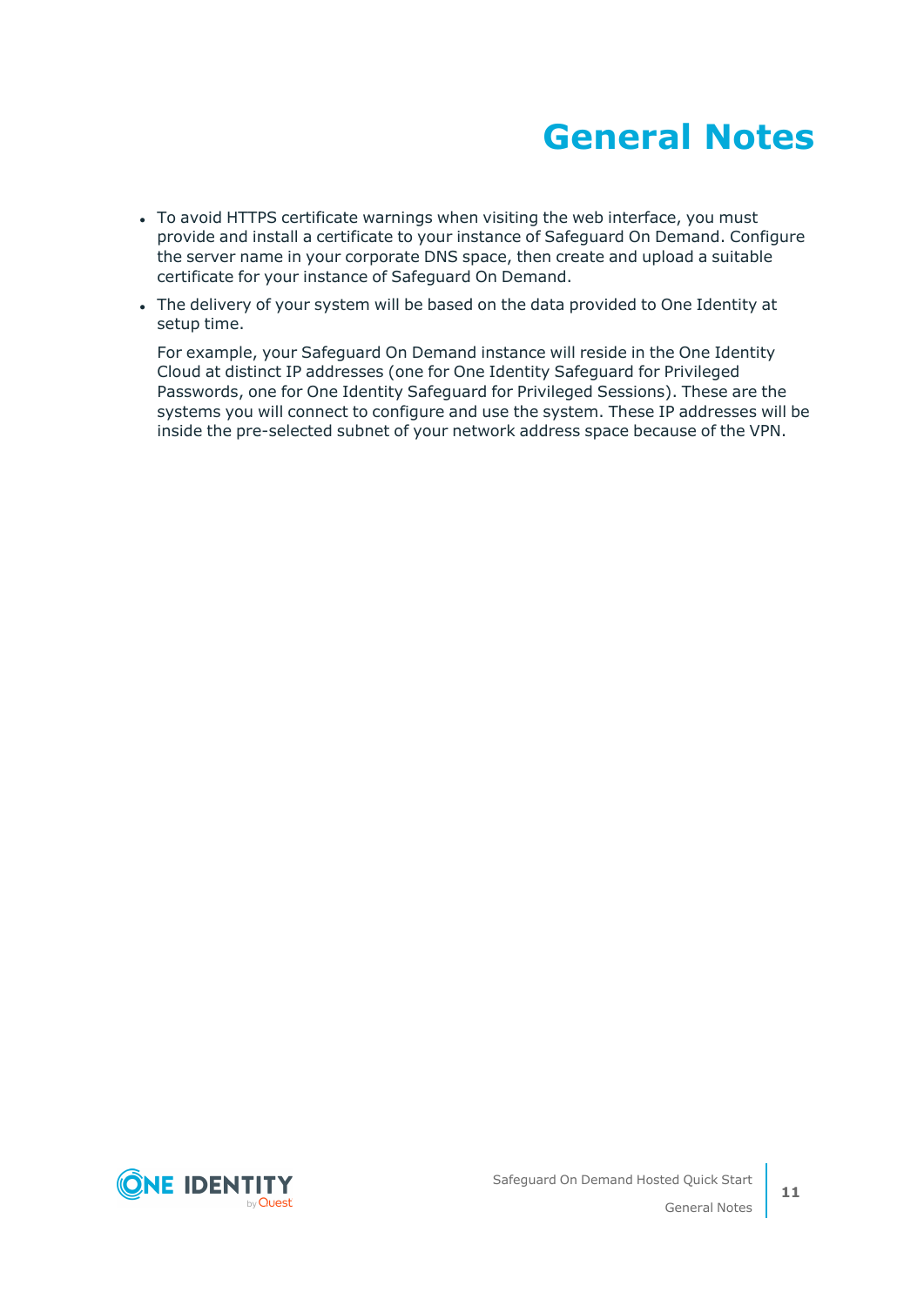# General Notes

- To avoid HTTPS certificate warnings when visiting the web interface, you must provide and install a certificate to your instance of Safeguard On Demand. Configure the server name in your corporate DNS space, then create and upload a suitable certificate for your instance of Safeguard On Demand.
- The delivery of your system will be based on the data provided to One Identity at setup time.

  For example, your Safeguard On Demand instance will reside in the One Identity Cloud at distinct IP addresses (one for One Identity Safeguard for Privileged Passwords, one for One Identity Safeguard for Privileged Sessions). These are the systems you will connect to configure and use the system. These IP addresses will be inside the pre-selected subnet of your network address space because of the VPN.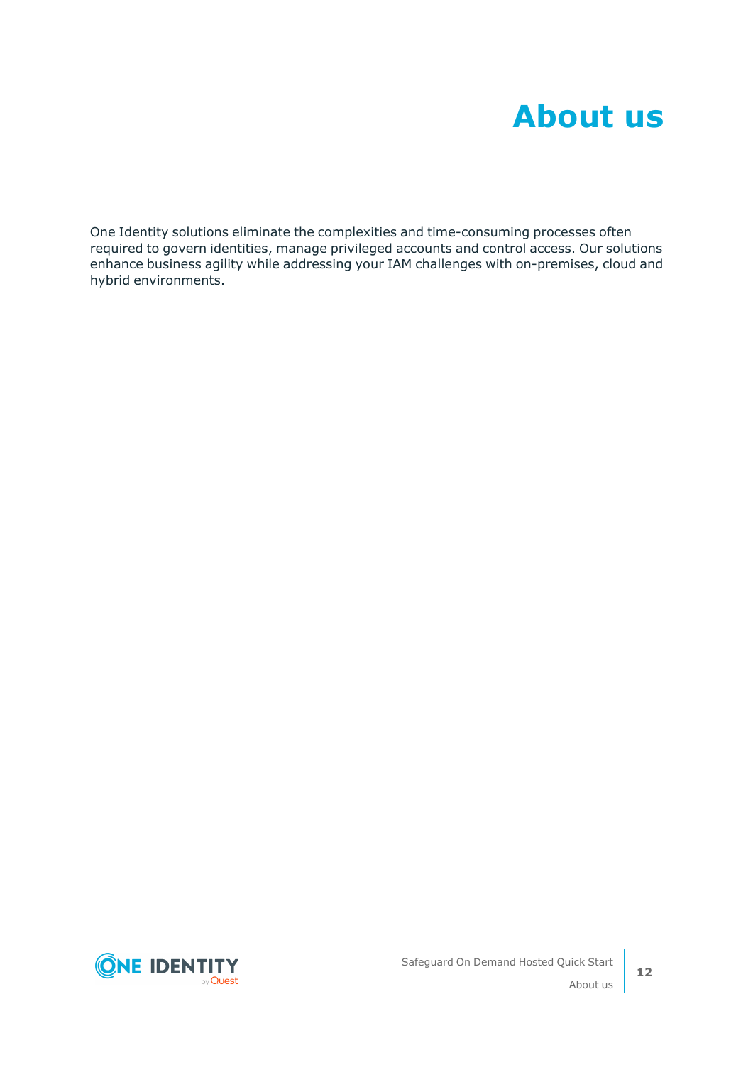# About us

One Identity solutions eliminate the complexities and time-consuming processes often required to govern identities, manage privileged accounts and control access. Our solutions enhance business agility while addressing your IAM challenges with on-premises, cloud and hybrid environments.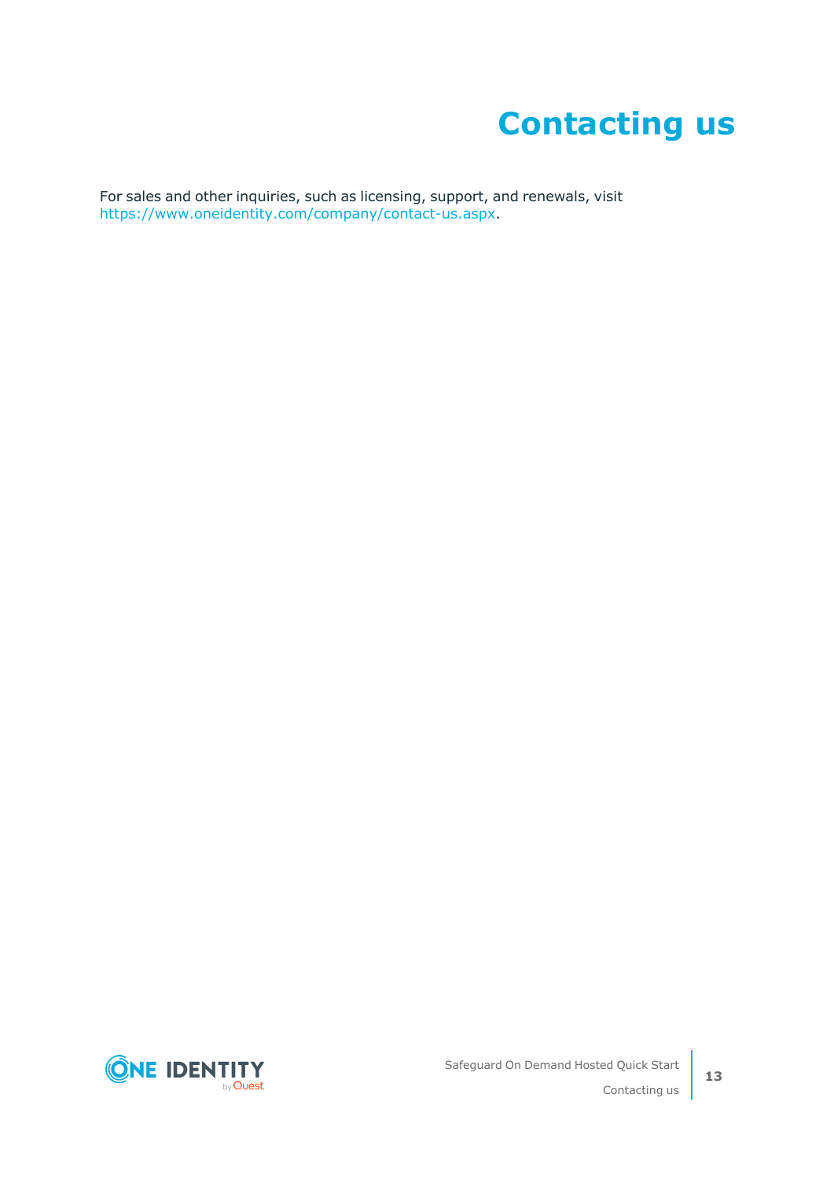# Contacting us

For sales and other inquiries, such as licensing, support, and renewals, visit https://www.oneidentity.com/company/contact-us.aspx.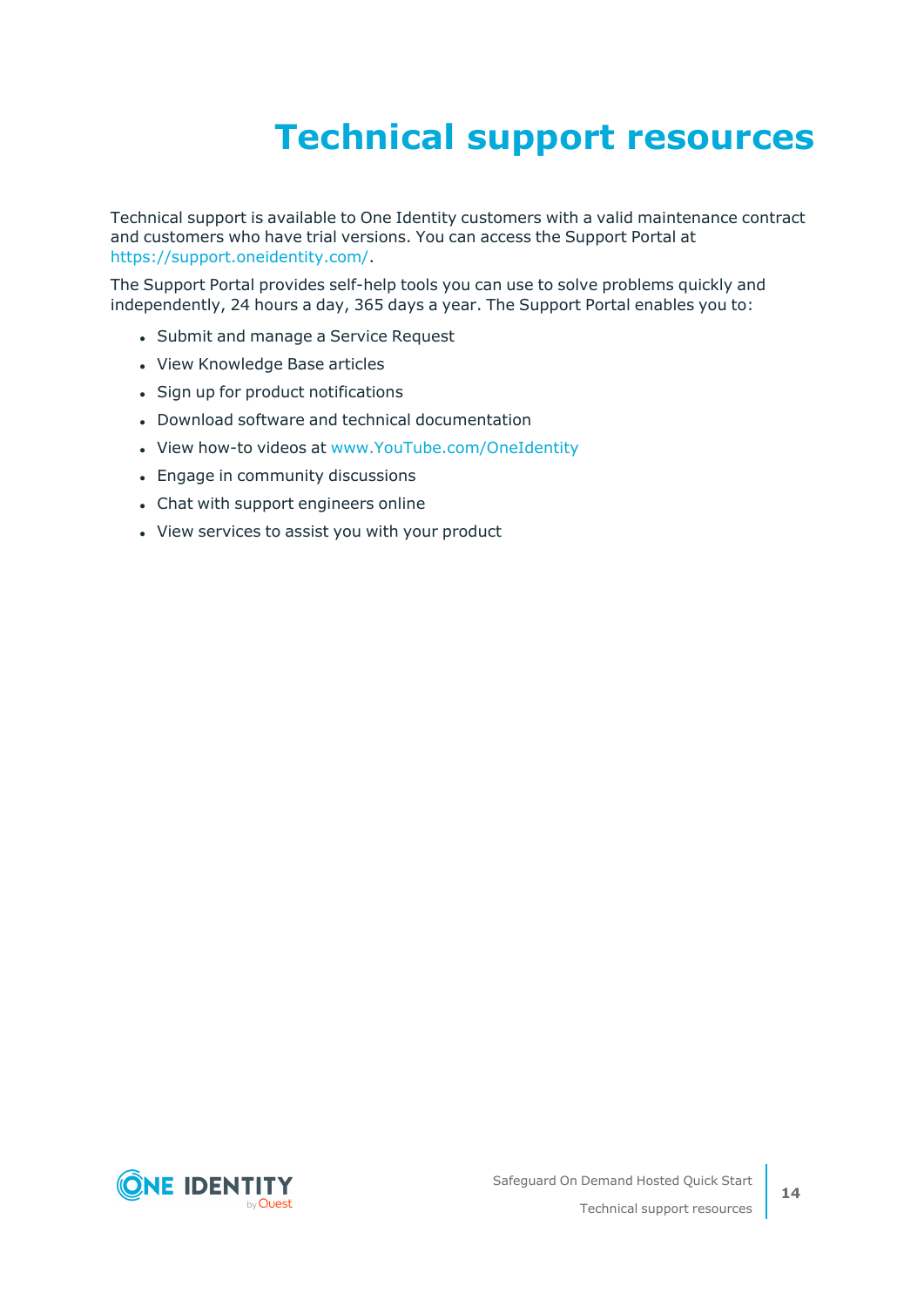# Technical support resources

Technical support is available to One Identity customers with a valid maintenance contract and customers who have trial versions. You can access the Support Portal at https://support.oneidentity.com/.

The Support Portal provides self-help tools you can use to solve problems quickly and independently, 24 hours a day, 365 days a year. The Support Portal enables you to:

- Submit and manage a Service Request
- View Knowledge Base articles
- Sign up for product notifications
- Download software and technical documentation
- View how-to videos at www.YouTube.com/OneIdentity
- Engage in community discussions
- Chat with support engineers online
- View services to assist you with your product